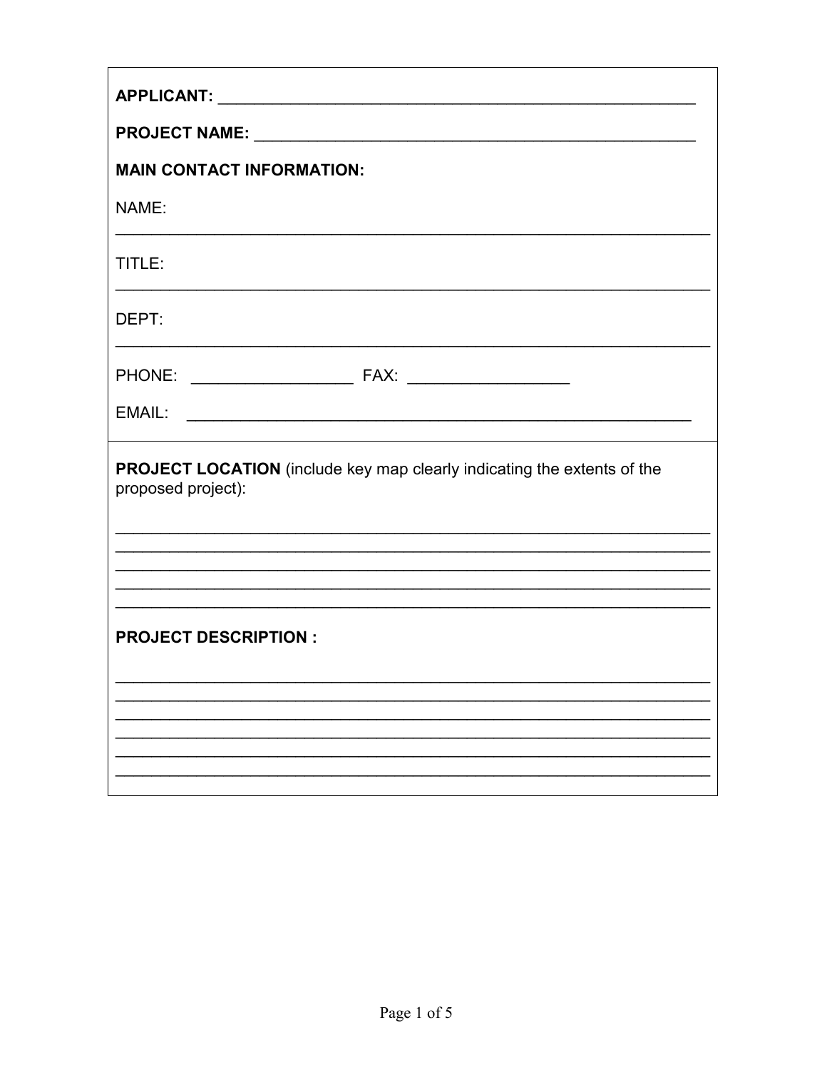**APPLICANT:** \_\_\_\_\_\_\_\_\_\_\_\_\_\_\_\_\_\_\_\_\_\_\_\_\_\_\_\_\_\_\_\_\_\_\_\_\_\_\_\_\_\_\_\_\_\_\_\_

**PROJECT NAME:** \_\_\_\_\_\_\_\_\_\_\_\_\_\_\_\_\_\_\_\_\_\_\_\_\_\_\_\_\_\_\_\_\_\_\_\_\_\_\_\_\_\_\_\_\_\_

**MAIN CONTACT INFORMATION:**

NAME:

\_\_\_\_\_\_\_\_\_\_\_\_\_\_\_\_\_\_\_\_\_\_\_\_\_\_\_\_\_\_\_\_\_\_\_\_\_\_\_\_\_\_\_\_\_\_\_\_\_\_\_\_\_\_\_\_\_\_\_\_

TITLE:

\_\_\_\_\_\_\_\_\_\_\_\_\_\_\_\_\_\_\_\_\_\_\_\_\_\_\_\_\_\_\_\_\_\_\_\_\_\_\_\_\_\_\_\_\_\_\_\_\_\_\_\_\_\_\_\_\_\_\_\_

DEPT:

\_\_\_\_\_\_\_\_\_\_\_\_\_\_\_\_\_\_\_\_\_\_\_\_\_\_\_\_\_\_\_\_\_\_\_\_\_\_\_\_\_\_\_\_\_\_\_\_\_\_\_\_\_\_\_\_\_\_\_\_

PHONE: \_\_\_\_\_\_\_\_\_\_\_\_\_\_\_\_\_\_ FAX: \_\_\_\_\_\_\_\_\_\_\_\_\_\_\_\_\_\_

EMAIL: \_\_\_\_\_\_\_\_\_\_\_\_\_\_\_\_\_\_\_\_\_\_\_\_\_\_\_\_\_\_\_\_\_\_\_\_\_\_\_\_\_\_\_\_\_\_\_\_\_\_\_\_

**PROJECT LOCATION** (include key map clearly indicating the extents of the proposed project):

\_\_\_\_\_\_\_\_\_\_\_\_\_\_\_\_\_\_\_\_\_\_\_\_\_\_\_\_\_\_\_\_\_\_\_\_\_\_\_\_\_\_\_\_\_\_\_\_\_\_\_\_\_\_\_\_\_\_\_\_

\_\_\_\_\_\_\_\_\_\_\_\_\_\_\_\_\_\_\_\_\_\_\_\_\_\_\_\_\_\_\_\_\_\_\_\_\_\_\_\_\_\_\_\_\_\_\_\_\_\_\_\_\_\_\_\_\_\_\_\_

\_\_\_\_\_\_\_\_\_\_\_\_\_\_\_\_\_\_\_\_\_\_\_\_\_\_\_\_\_\_\_\_\_\_\_\_\_\_\_\_\_\_\_\_\_\_\_\_\_\_\_\_\_\_\_\_\_\_\_\_

\_\_\_\_\_\_\_\_\_\_\_\_\_\_\_\_\_\_\_\_\_\_\_\_\_\_\_\_\_\_\_\_\_\_\_\_\_\_\_\_\_\_\_\_\_\_\_\_\_\_\_\_\_\_\_\_\_\_\_\_

\_\_\_\_\_\_\_\_\_\_\_\_\_\_\_\_\_\_\_\_\_\_\_\_\_\_\_\_\_\_\_\_\_\_\_\_\_\_\_\_\_\_\_\_\_\_\_\_\_\_\_\_\_\_\_\_\_\_\_\_

**PROJECT DESCRIPTION :**

\_\_\_\_\_\_\_\_\_\_\_\_\_\_\_\_\_\_\_\_\_\_\_\_\_\_\_\_\_\_\_\_\_\_\_\_\_\_\_\_\_\_\_\_\_\_\_\_\_\_\_\_\_\_\_\_\_\_\_\_

\_\_\_\_\_\_\_\_\_\_\_\_\_\_\_\_\_\_\_\_\_\_\_\_\_\_\_\_\_\_\_\_\_\_\_\_\_\_\_\_\_\_\_\_\_\_\_\_\_\_\_\_\_\_\_\_\_\_\_\_

\_\_\_\_\_\_\_\_\_\_\_\_\_\_\_\_\_\_\_\_\_\_\_\_\_\_\_\_\_\_\_\_\_\_\_\_\_\_\_\_\_\_\_\_\_\_\_\_\_\_\_\_\_\_\_\_\_\_\_\_

\_\_\_\_\_\_\_\_\_\_\_\_\_\_\_\_\_\_\_\_\_\_\_\_\_\_\_\_\_\_\_\_\_\_\_\_\_\_\_\_\_\_\_\_\_\_\_\_\_\_\_\_\_\_\_\_\_\_\_\_

\_\_\_\_\_\_\_\_\_\_\_\_\_\_\_\_\_\_\_\_\_\_\_\_\_\_\_\_\_\_\_\_\_\_\_\_\_\_\_\_\_\_\_\_\_\_\_\_\_\_\_\_\_\_\_\_\_\_\_\_

\_\_\_\_\_\_\_\_\_\_\_\_\_\_\_\_\_\_\_\_\_\_\_\_\_\_\_\_\_\_\_\_\_\_\_\_\_\_\_\_\_\_\_\_\_\_\_\_\_\_\_\_\_\_\_\_\_\_\_\_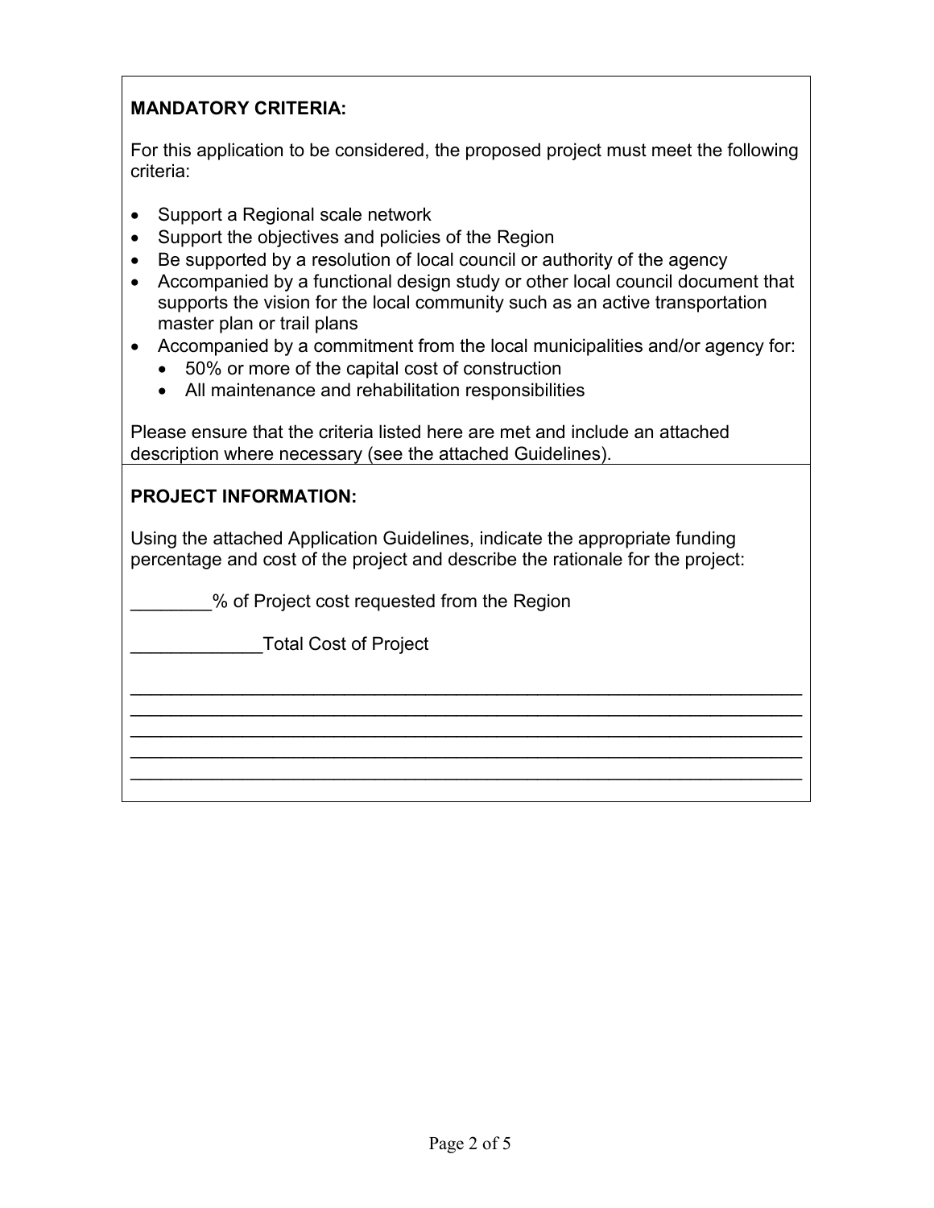**MANDATORY CRITERIA:**

For this application to be considered, the proposed project must meet the following criteria:

- Support a Regional scale network
- Support the objectives and policies of the Region
- Be supported by a resolution of local council or authority of the agency
- Accompanied by a functional design study or other local council document that supports the vision for the local community such as an active transportation master plan or trail plans
- Accompanied by a commitment from the local municipalities and/or agency for:
  - 50% or more of the capital cost of construction
  - All maintenance and rehabilitation responsibilities

Please ensure that the criteria listed here are met and include an attached description where necessary (see the attached Guidelines).

**PROJECT INFORMATION:**

Using the attached Application Guidelines, indicate the appropriate funding percentage and cost of the project and describe the rationale for the project:

________% of Project cost requested from the Region

_____________Total Cost of Project

_________________________________________________________________
_________________________________________________________________
_________________________________________________________________
_________________________________________________________________
_________________________________________________________________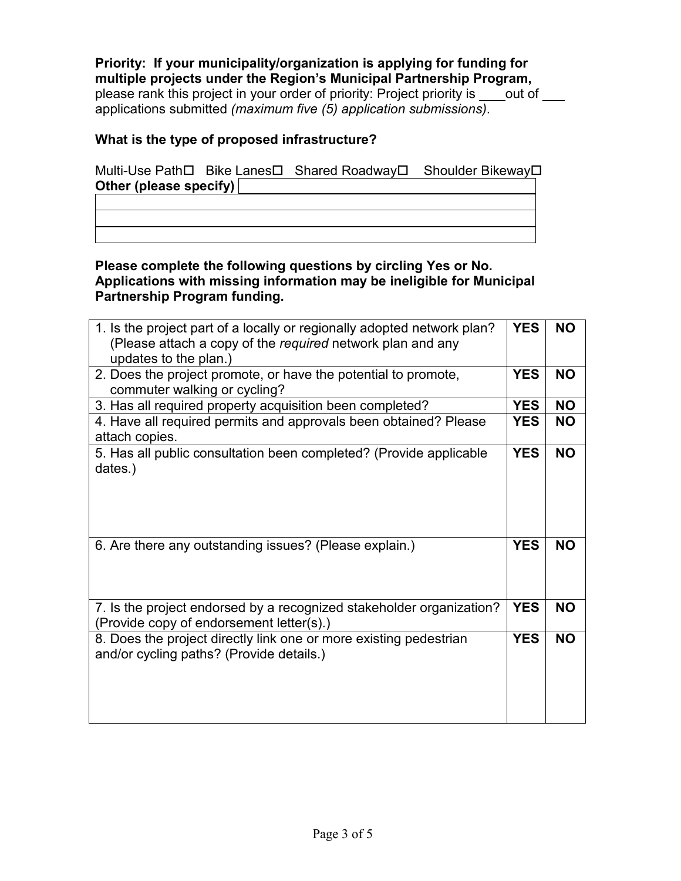**Priority: If your municipality/organization is applying for funding for multiple projects under the Region's Municipal Partnership Program,** please rank this project in your order of priority: Project priority is ____ out of ___ applications submitted *(maximum five (5) application submissions)*.

**What is the type of proposed infrastructure?**

Multi-Use Path☐ Bike Lanes☐ Shared Roadway☐ Shoulder Bikeway☐

**Other (please specify)** ______________________________

**Please complete the following questions by circling Yes or No. Applications with missing information may be ineligible for Municipal Partnership Program funding.**

| | | |
|---|---|---|
| 1. Is the project part of a locally or regionally adopted network plan? (Please attach a copy of the *required* network plan and any updates to the plan.) | **YES** | **NO** |
| 2. Does the project promote, or have the potential to promote, commuter walking or cycling? | **YES** | **NO** |
| 3. Has all required property acquisition been completed? | **YES** | **NO** |
| 4. Have all required permits and approvals been obtained? Please attach copies. | **YES** | **NO** |
| 5. Has all public consultation been completed? (Provide applicable dates.) | **YES** | **NO** |
| 6. Are there any outstanding issues? (Please explain.) | **YES** | **NO** |
| 7. Is the project endorsed by a recognized stakeholder organization? (Provide copy of endorsement letter(s).) | **YES** | **NO** |
| 8. Does the project directly link one or more existing pedestrian and/or cycling paths? (Provide details.) | **YES** | **NO** |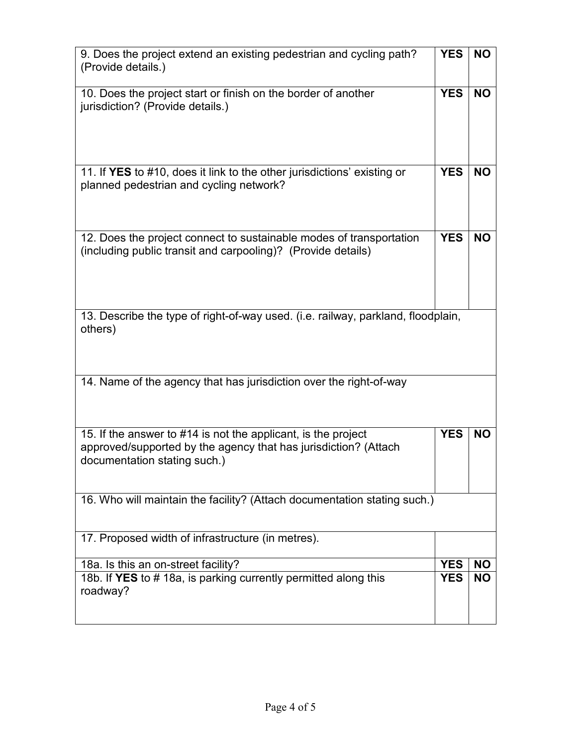| | | |
|---|---|---|
| 9. Does the project extend an existing pedestrian and cycling path? (Provide details.) | **YES** | **NO** |
| 10. Does the project start or finish on the border of another jurisdiction? (Provide details.) | **YES** | **NO** |
| 11. If **YES** to #10, does it link to the other jurisdictions' existing or planned pedestrian and cycling network? | **YES** | **NO** |
| 12. Does the project connect to sustainable modes of transportation (including public transit and carpooling)? (Provide details) | **YES** | **NO** |
| 13. Describe the type of right-of-way used. (i.e. railway, parkland, floodplain, others) | | |
| 14. Name of the agency that has jurisdiction over the right-of-way | | |
| 15. If the answer to #14 is not the applicant, is the project approved/supported by the agency that has jurisdiction? (Attach documentation stating such.) | **YES** | **NO** |
| 16. Who will maintain the facility? (Attach documentation stating such.) | | |
| 17. Proposed width of infrastructure (in metres). | | |
| 18a. Is this an on-street facility? | **YES** | **NO** |
| 18b. If **YES** to # 18a, is parking currently permitted along this roadway? | **YES** | **NO** |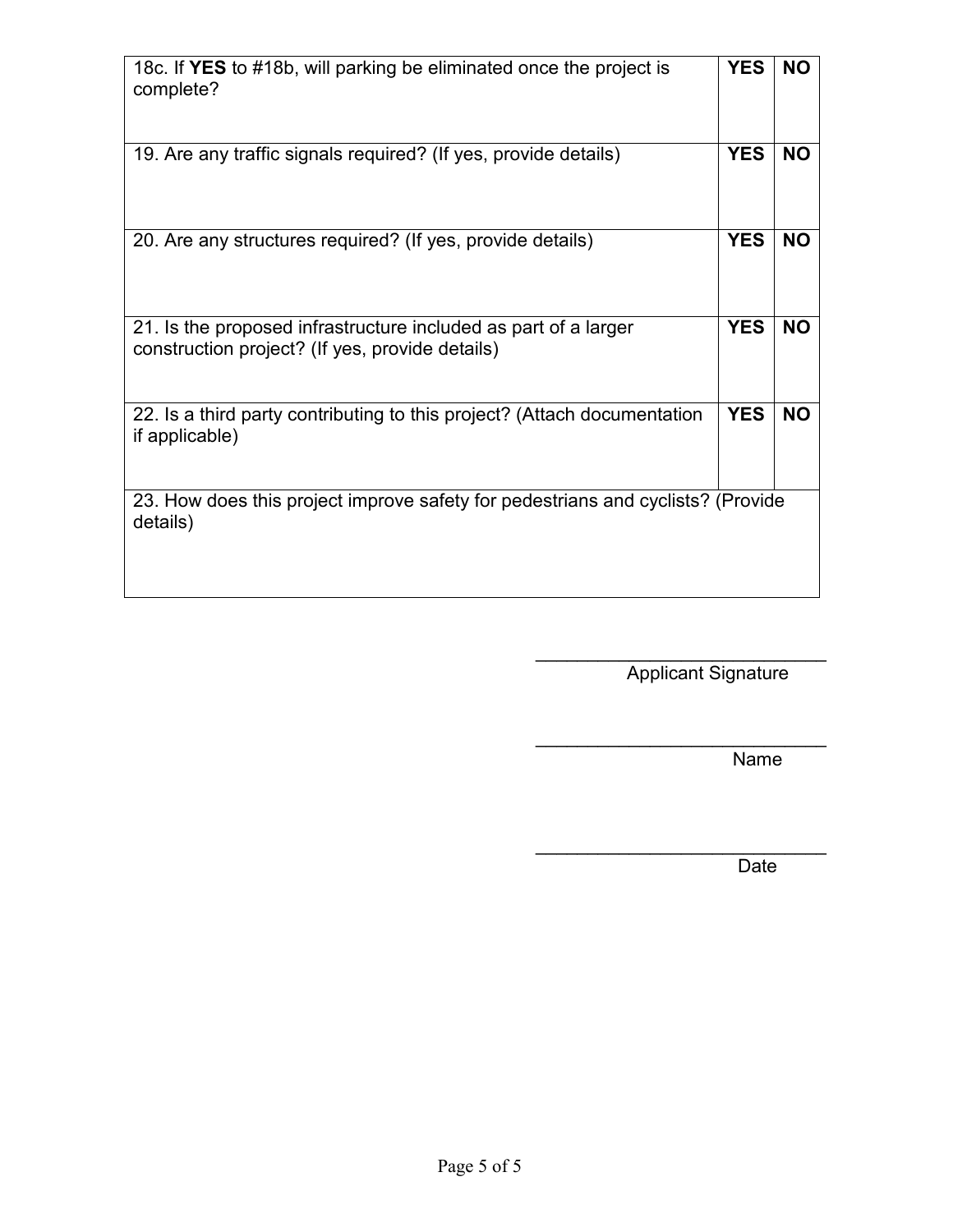| | | |
|---|---|---|
| 18c. If **YES** to #18b, will parking be eliminated once the project is complete? | **YES** | **NO** |
| 19. Are any traffic signals required? (If yes, provide details) | **YES** | **NO** |
| 20. Are any structures required? (If yes, provide details) | **YES** | **NO** |
| 21. Is the proposed infrastructure included as part of a larger construction project? (If yes, provide details) | **YES** | **NO** |
| 22. Is a third party contributing to this project? (Attach documentation if applicable) | **YES** | **NO** |
| 23. How does this project improve safety for pedestrians and cyclists? (Provide details) | | |

____________________________
Applicant Signature

____________________________
Name

____________________________
Date